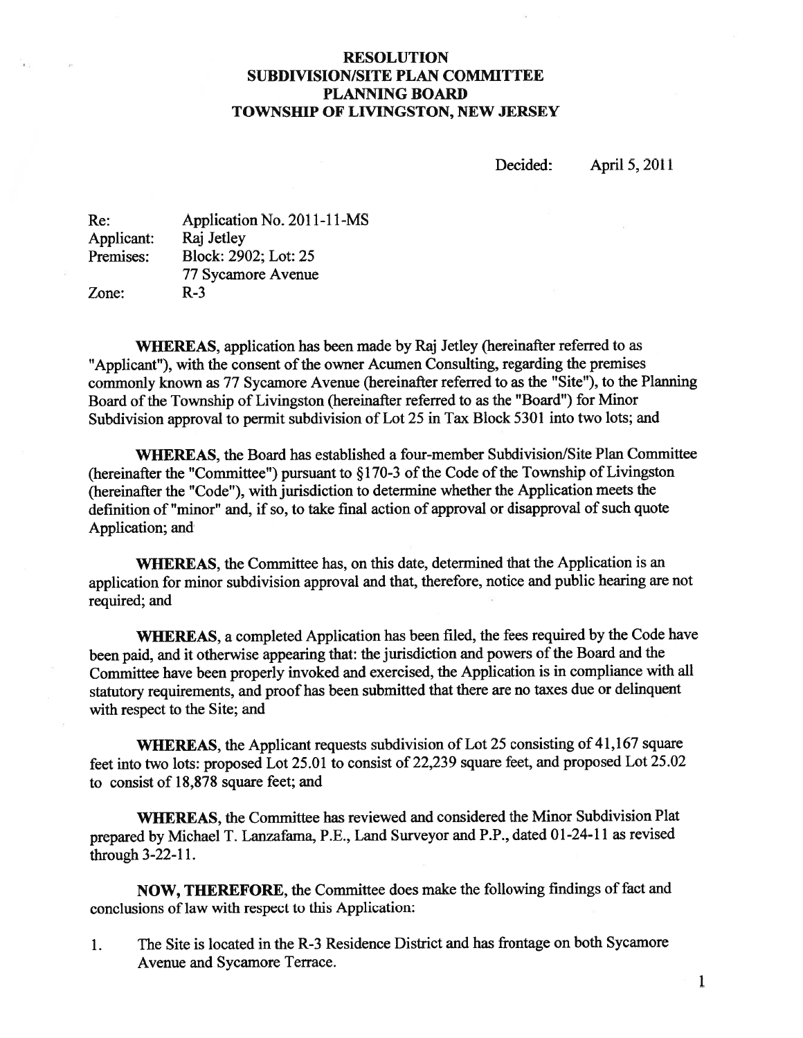# RESOLUTION
# SUBDIVISION/SITE PLAN COMMITTEE
# PLANNING BOARD
# TOWNSHIP OF LIVINGSTON, NEW JERSEY

Decided: April 5, 2011

| | |
|---|---|
| Re: | Application No. 2011-11-MS |
| Applicant: | Raj Jetley |
| Premises: | Block: 2902; Lot: 25 |
| | 77 Sycamore Avenue |
| Zone: | R-3 |

**WHEREAS**, application has been made by Raj Jetley (hereinafter referred to as "Applicant"), with the consent of the owner Acumen Consulting, regarding the premises commonly known as 77 Sycamore Avenue (hereinafter referred to as the "Site"), to the Planning Board of the Township of Livingston (hereinafter referred to as the "Board") for Minor Subdivision approval to permit subdivision of Lot 25 in Tax Block 5301 into two lots; and

**WHEREAS**, the Board has established a four-member Subdivision/Site Plan Committee (hereinafter the "Committee") pursuant to §170-3 of the Code of the Township of Livingston (hereinafter the "Code"), with jurisdiction to determine whether the Application meets the definition of "minor" and, if so, to take final action of approval or disapproval of such quote Application; and

**WHEREAS**, the Committee has, on this date, determined that the Application is an application for minor subdivision approval and that, therefore, notice and public hearing are not required; and

**WHEREAS**, a completed Application has been filed, the fees required by the Code have been paid, and it otherwise appearing that: the jurisdiction and powers of the Board and the Committee have been properly invoked and exercised, the Application is in compliance with all statutory requirements, and proof has been submitted that there are no taxes due or delinquent with respect to the Site; and

**WHEREAS**, the Applicant requests subdivision of Lot 25 consisting of 41,167 square feet into two lots: proposed Lot 25.01 to consist of 22,239 square feet, and proposed Lot 25.02 to consist of 18,878 square feet; and

**WHEREAS**, the Committee has reviewed and considered the Minor Subdivision Plat prepared by Michael T. Lanzafama, P.E., Land Surveyor and P.P., dated 01-24-11 as revised through 3-22-11.

**NOW, THEREFORE**, the Committee does make the following findings of fact and conclusions of law with respect to this Application:

1. The Site is located in the R-3 Residence District and has frontage on both Sycamore Avenue and Sycamore Terrace.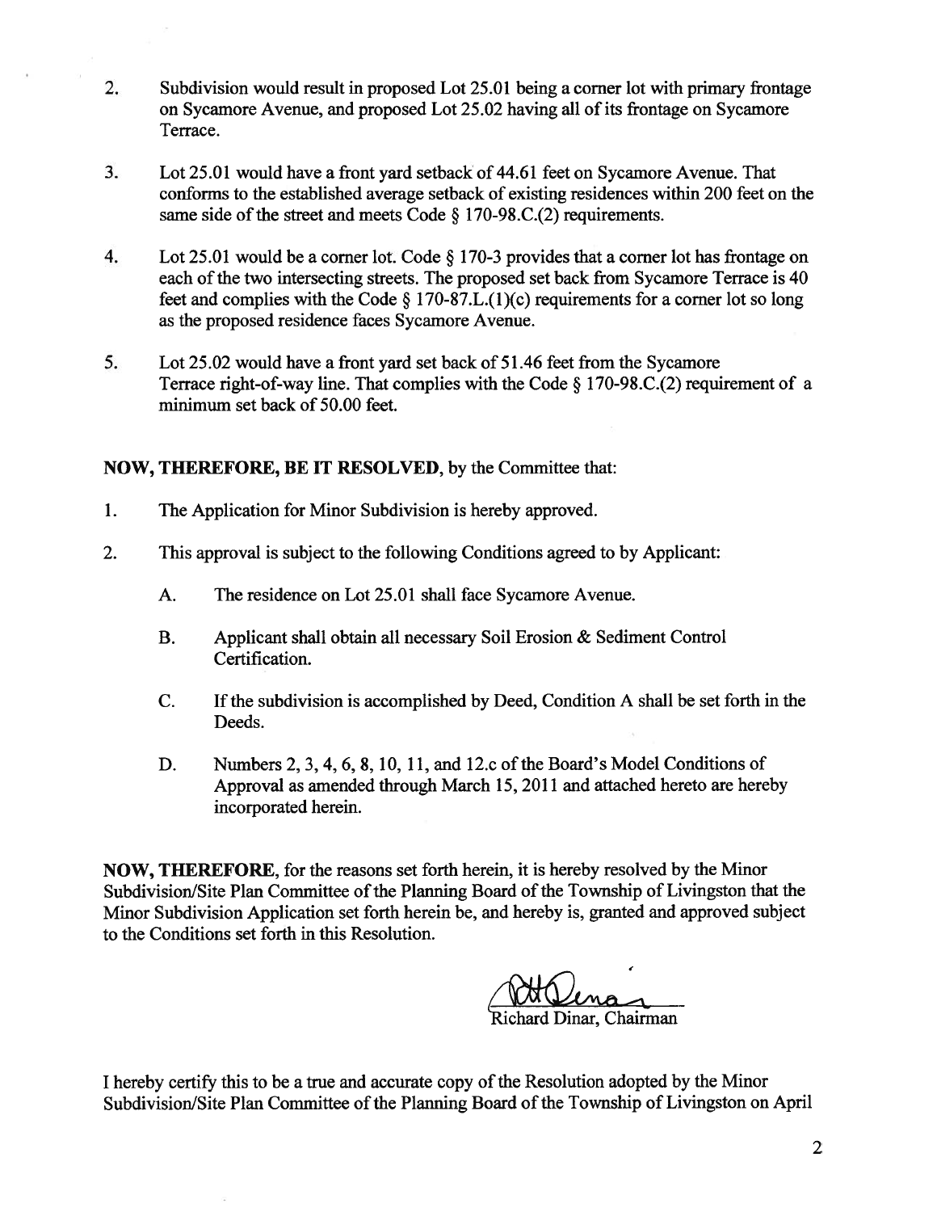2. Subdivision would result in proposed Lot 25.01 being a corner lot with primary frontage on Sycamore Avenue, and proposed Lot 25.02 having all of its frontage on Sycamore Terrace.

3. Lot 25.01 would have a front yard setback of 44.61 feet on Sycamore Avenue. That conforms to the established average setback of existing residences within 200 feet on the same side of the street and meets Code § 170-98.C.(2) requirements.

4. Lot 25.01 would be a corner lot. Code § 170-3 provides that a corner lot has frontage on each of the two intersecting streets. The proposed set back from Sycamore Terrace is 40 feet and complies with the Code § 170-87.L.(1)(c) requirements for a corner lot so long as the proposed residence faces Sycamore Avenue.

5. Lot 25.02 would have a front yard set back of 51.46 feet from the Sycamore Terrace right-of-way line. That complies with the Code § 170-98.C.(2) requirement of a minimum set back of 50.00 feet.

**NOW, THEREFORE, BE IT RESOLVED**, by the Committee that:

1. The Application for Minor Subdivision is hereby approved.

2. This approval is subject to the following Conditions agreed to by Applicant:

   A. The residence on Lot 25.01 shall face Sycamore Avenue.

   B. Applicant shall obtain all necessary Soil Erosion & Sediment Control Certification.

   C. If the subdivision is accomplished by Deed, Condition A shall be set forth in the Deeds.

   D. Numbers 2, 3, 4, 6, 8, 10, 11, and 12.c of the Board's Model Conditions of Approval as amended through March 15, 2011 and attached hereto are hereby incorporated herein.

**NOW, THEREFORE**, for the reasons set forth herein, it is hereby resolved by the Minor Subdivision/Site Plan Committee of the Planning Board of the Township of Livingston that the Minor Subdivision Application set forth herein be, and hereby is, granted and approved subject to the Conditions set forth in this Resolution.

Richard Dinar, Chairman

I hereby certify this to be a true and accurate copy of the Resolution adopted by the Minor Subdivision/Site Plan Committee of the Planning Board of the Township of Livingston on April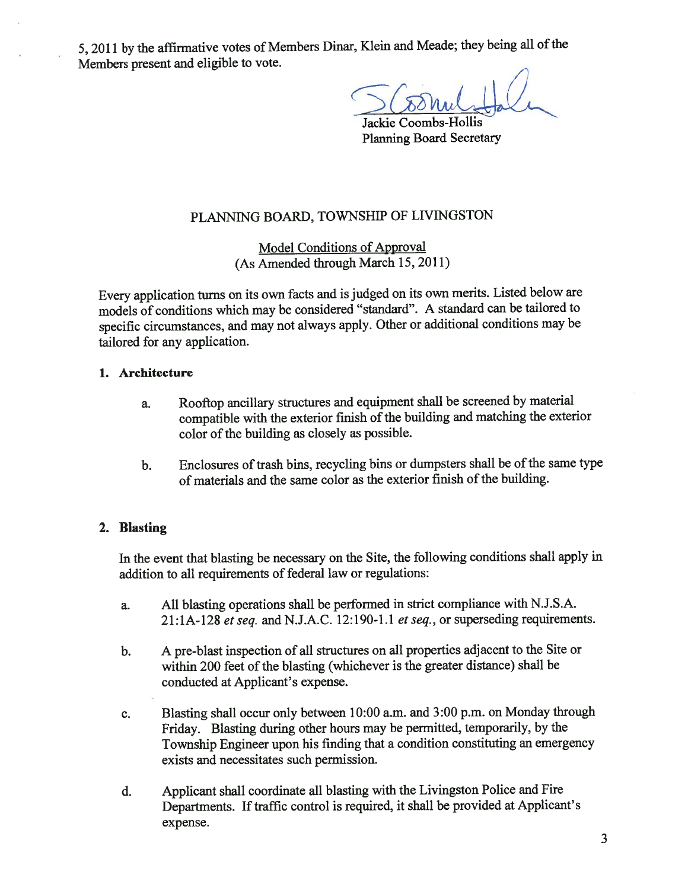5, 2011 by the affirmative votes of Members Dinar, Klein and Meade; they being all of the Members present and eligible to vote.

Jackie Coombs-Hollis
Planning Board Secretary

PLANNING BOARD, TOWNSHIP OF LIVINGSTON

Model Conditions of Approval
(As Amended through March 15, 2011)

Every application turns on its own facts and is judged on its own merits. Listed below are models of conditions which may be considered "standard". A standard can be tailored to specific circumstances, and may not always apply. Other or additional conditions may be tailored for any application.

**1. Architecture**

a. Rooftop ancillary structures and equipment shall be screened by material compatible with the exterior finish of the building and matching the exterior color of the building as closely as possible.

b. Enclosures of trash bins, recycling bins or dumpsters shall be of the same type of materials and the same color as the exterior finish of the building.

**2. Blasting**

In the event that blasting be necessary on the Site, the following conditions shall apply in addition to all requirements of federal law or regulations:

a. All blasting operations shall be performed in strict compliance with N.J.S.A. 21:1A-128 *et seq.* and N.J.A.C. 12:190-1.1 *et seq.*, or superseding requirements.

b. A pre-blast inspection of all structures on all properties adjacent to the Site or within 200 feet of the blasting (whichever is the greater distance) shall be conducted at Applicant's expense.

c. Blasting shall occur only between 10:00 a.m. and 3:00 p.m. on Monday through Friday. Blasting during other hours may be permitted, temporarily, by the Township Engineer upon his finding that a condition constituting an emergency exists and necessitates such permission.

d. Applicant shall coordinate all blasting with the Livingston Police and Fire Departments. If traffic control is required, it shall be provided at Applicant's expense.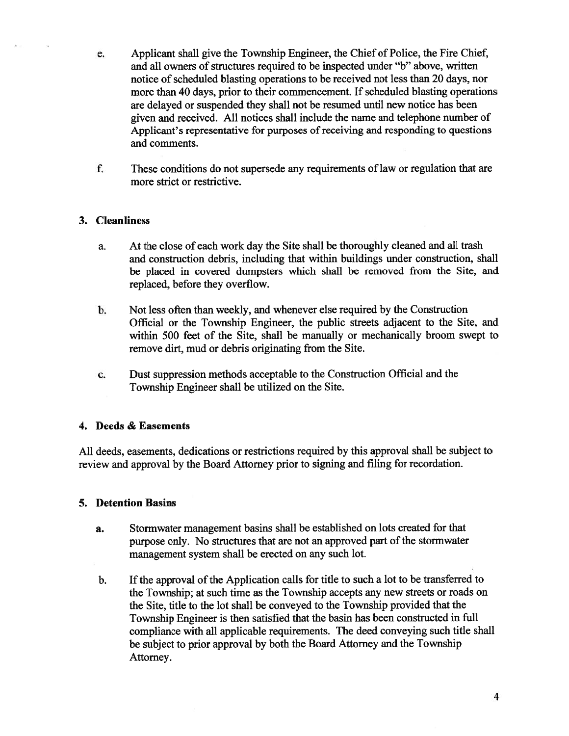e. Applicant shall give the Township Engineer, the Chief of Police, the Fire Chief, and all owners of structures required to be inspected under "b" above, written notice of scheduled blasting operations to be received not less than 20 days, nor more than 40 days, prior to their commencement. If scheduled blasting operations are delayed or suspended they shall not be resumed until new notice has been given and received. All notices shall include the name and telephone number of Applicant's representative for purposes of receiving and responding to questions and comments.

f. These conditions do not supersede any requirements of law or regulation that are more strict or restrictive.

### 3. Cleanliness

a. At the close of each work day the Site shall be thoroughly cleaned and all trash and construction debris, including that within buildings under construction, shall be placed in covered dumpsters which shall be removed from the Site, and replaced, before they overflow.

b. Not less often than weekly, and whenever else required by the Construction Official or the Township Engineer, the public streets adjacent to the Site, and within 500 feet of the Site, shall be manually or mechanically broom swept to remove dirt, mud or debris originating from the Site.

c. Dust suppression methods acceptable to the Construction Official and the Township Engineer shall be utilized on the Site.

### 4. Deeds & Easements

All deeds, easements, dedications or restrictions required by this approval shall be subject to review and approval by the Board Attorney prior to signing and filing for recordation.

### 5. Detention Basins

a. Stormwater management basins shall be established on lots created for that purpose only. No structures that are not an approved part of the stormwater management system shall be erected on any such lot.

b. If the approval of the Application calls for title to such a lot to be transferred to the Township; at such time as the Township accepts any new streets or roads on the Site, title to the lot shall be conveyed to the Township provided that the Township Engineer is then satisfied that the basin has been constructed in full compliance with all applicable requirements. The deed conveying such title shall be subject to prior approval by both the Board Attorney and the Township Attorney.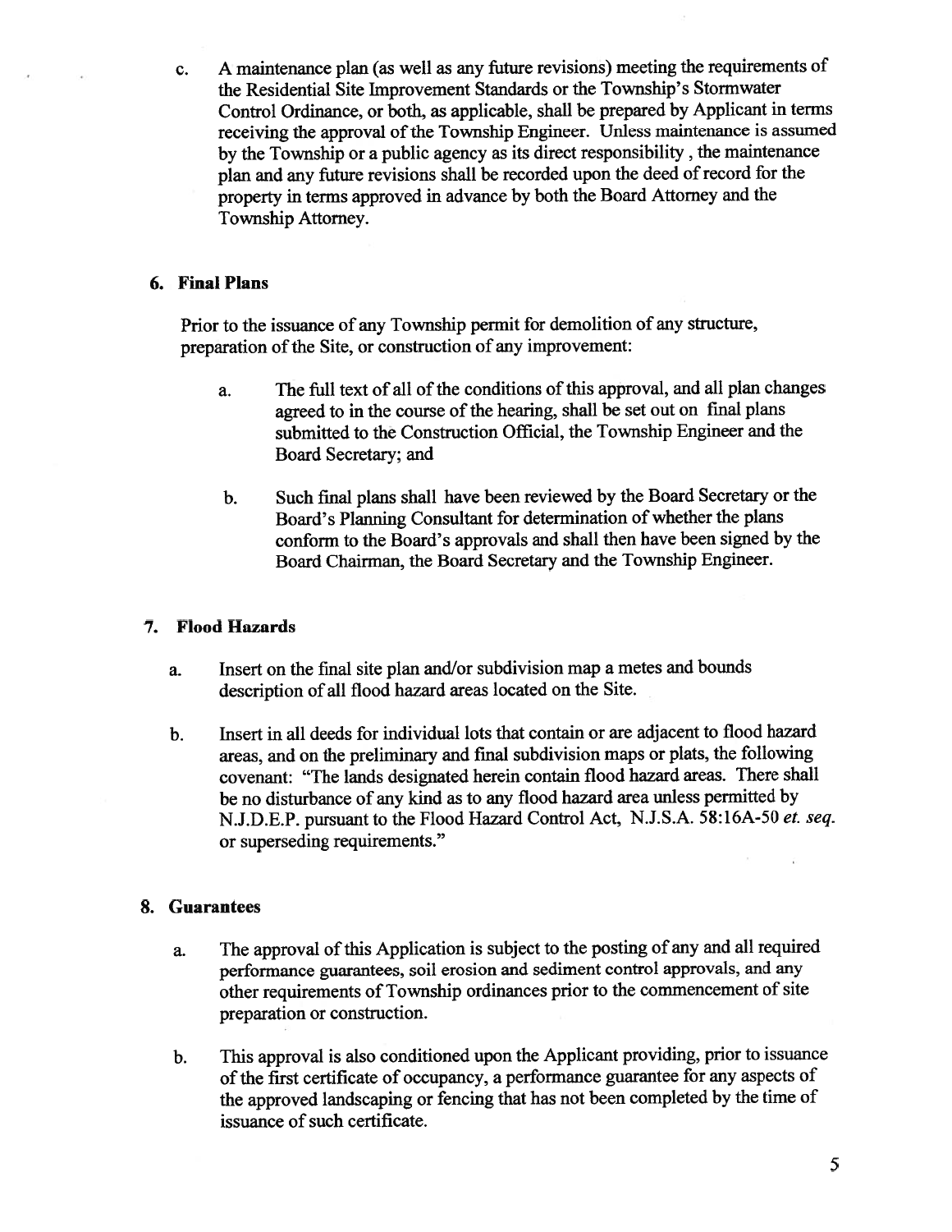c. A maintenance plan (as well as any future revisions) meeting the requirements of the Residential Site Improvement Standards or the Township's Stormwater Control Ordinance, or both, as applicable, shall be prepared by Applicant in terms receiving the approval of the Township Engineer. Unless maintenance is assumed by the Township or a public agency as its direct responsibility , the maintenance plan and any future revisions shall be recorded upon the deed of record for the property in terms approved in advance by both the Board Attorney and the Township Attorney.

## 6. Final Plans

Prior to the issuance of any Township permit for demolition of any structure, preparation of the Site, or construction of any improvement:

a. The full text of all of the conditions of this approval, and all plan changes agreed to in the course of the hearing, shall be set out on final plans submitted to the Construction Official, the Township Engineer and the Board Secretary; and

b. Such final plans shall have been reviewed by the Board Secretary or the Board's Planning Consultant for determination of whether the plans conform to the Board's approvals and shall then have been signed by the Board Chairman, the Board Secretary and the Township Engineer.

## 7. Flood Hazards

a. Insert on the final site plan and/or subdivision map a metes and bounds description of all flood hazard areas located on the Site.

b. Insert in all deeds for individual lots that contain or are adjacent to flood hazard areas, and on the preliminary and final subdivision maps or plats, the following covenant: "The lands designated herein contain flood hazard areas. There shall be no disturbance of any kind as to any flood hazard area unless permitted by N.J.D.E.P. pursuant to the Flood Hazard Control Act, N.J.S.A. 58:16A-50 *et. seq.* or superseding requirements."

## 8. Guarantees

a. The approval of this Application is subject to the posting of any and all required performance guarantees, soil erosion and sediment control approvals, and any other requirements of Township ordinances prior to the commencement of site preparation or construction.

b. This approval is also conditioned upon the Applicant providing, prior to issuance of the first certificate of occupancy, a performance guarantee for any aspects of the approved landscaping or fencing that has not been completed by the time of issuance of such certificate.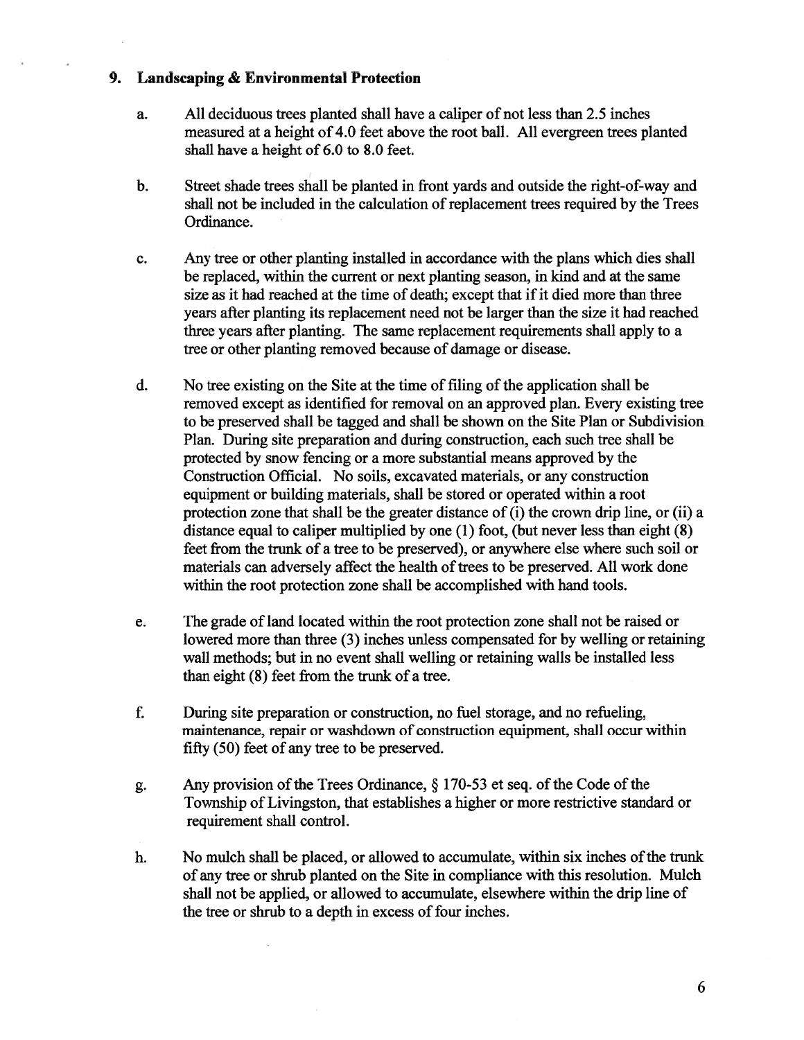## 9. Landscaping & Environmental Protection

a. All deciduous trees planted shall have a caliper of not less than 2.5 inches measured at a height of 4.0 feet above the root ball. All evergreen trees planted shall have a height of 6.0 to 8.0 feet.

b. Street shade trees shall be planted in front yards and outside the right-of-way and shall not be included in the calculation of replacement trees required by the Trees Ordinance.

c. Any tree or other planting installed in accordance with the plans which dies shall be replaced, within the current or next planting season, in kind and at the same size as it had reached at the time of death; except that if it died more than three years after planting its replacement need not be larger than the size it had reached three years after planting. The same replacement requirements shall apply to a tree or other planting removed because of damage or disease.

d. No tree existing on the Site at the time of filing of the application shall be removed except as identified for removal on an approved plan. Every existing tree to be preserved shall be tagged and shall be shown on the Site Plan or Subdivision Plan. During site preparation and during construction, each such tree shall be protected by snow fencing or a more substantial means approved by the Construction Official. No soils, excavated materials, or any construction equipment or building materials, shall be stored or operated within a root protection zone that shall be the greater distance of (i) the crown drip line, or (ii) a distance equal to caliper multiplied by one (1) foot, (but never less than eight (8) feet from the trunk of a tree to be preserved), or anywhere else where such soil or materials can adversely affect the health of trees to be preserved. All work done within the root protection zone shall be accomplished with hand tools.

e. The grade of land located within the root protection zone shall not be raised or lowered more than three (3) inches unless compensated for by welling or retaining wall methods; but in no event shall welling or retaining walls be installed less than eight (8) feet from the trunk of a tree.

f. During site preparation or construction, no fuel storage, and no refueling, maintenance, repair or washdown of construction equipment, shall occur within fifty (50) feet of any tree to be preserved.

g. Any provision of the Trees Ordinance, § 170-53 et seq. of the Code of the Township of Livingston, that establishes a higher or more restrictive standard or requirement shall control.

h. No mulch shall be placed, or allowed to accumulate, within six inches of the trunk of any tree or shrub planted on the Site in compliance with this resolution. Mulch shall not be applied, or allowed to accumulate, elsewhere within the drip line of the tree or shrub to a depth in excess of four inches.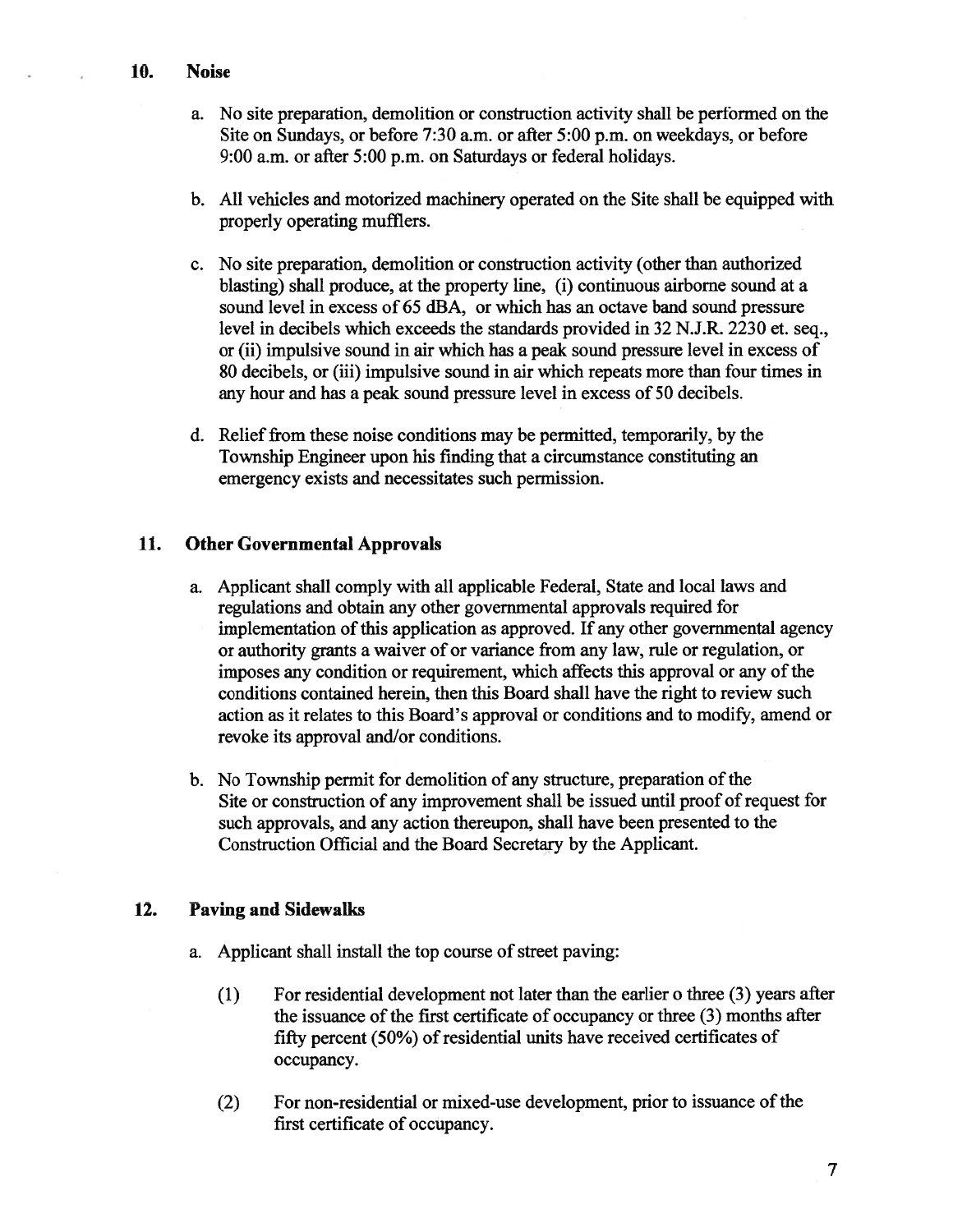## 10. Noise

a. No site preparation, demolition or construction activity shall be performed on the Site on Sundays, or before 7:30 a.m. or after 5:00 p.m. on weekdays, or before 9:00 a.m. or after 5:00 p.m. on Saturdays or federal holidays.

b. All vehicles and motorized machinery operated on the Site shall be equipped with properly operating mufflers.

c. No site preparation, demolition or construction activity (other than authorized blasting) shall produce, at the property line, (i) continuous airborne sound at a sound level in excess of 65 dBA, or which has an octave band sound pressure level in decibels which exceeds the standards provided in 32 N.J.R. 2230 et. seq., or (ii) impulsive sound in air which has a peak sound pressure level in excess of 80 decibels, or (iii) impulsive sound in air which repeats more than four times in any hour and has a peak sound pressure level in excess of 50 decibels.

d. Relief from these noise conditions may be permitted, temporarily, by the Township Engineer upon his finding that a circumstance constituting an emergency exists and necessitates such permission.

## 11. Other Governmental Approvals

a. Applicant shall comply with all applicable Federal, State and local laws and regulations and obtain any other governmental approvals required for implementation of this application as approved. If any other governmental agency or authority grants a waiver of or variance from any law, rule or regulation, or imposes any condition or requirement, which affects this approval or any of the conditions contained herein, then this Board shall have the right to review such action as it relates to this Board's approval or conditions and to modify, amend or revoke its approval and/or conditions.

b. No Township permit for demolition of any structure, preparation of the Site or construction of any improvement shall be issued until proof of request for such approvals, and any action thereupon, shall have been presented to the Construction Official and the Board Secretary by the Applicant.

## 12. Paving and Sidewalks

a. Applicant shall install the top course of street paving:

(1) For residential development not later than the earlier o three (3) years after the issuance of the first certificate of occupancy or three (3) months after fifty percent (50%) of residential units have received certificates of occupancy.

(2) For non-residential or mixed-use development, prior to issuance of the first certificate of occupancy.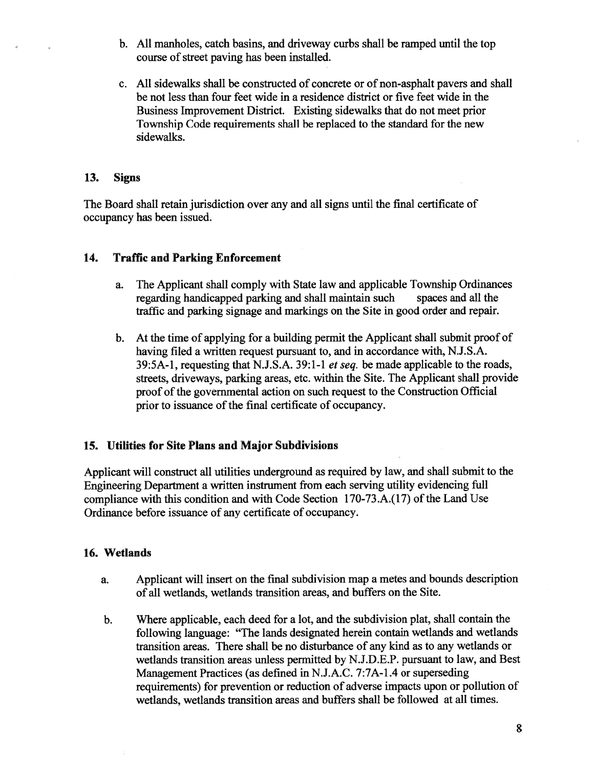b. All manholes, catch basins, and driveway curbs shall be ramped until the top course of street paving has been installed.

c. All sidewalks shall be constructed of concrete or of non-asphalt pavers and shall be not less than four feet wide in a residence district or five feet wide in the Business Improvement District. Existing sidewalks that do not meet prior Township Code requirements shall be replaced to the standard for the new sidewalks.

### 13. Signs

The Board shall retain jurisdiction over any and all signs until the final certificate of occupancy has been issued.

### 14. Traffic and Parking Enforcement

a. The Applicant shall comply with State law and applicable Township Ordinances regarding handicapped parking and shall maintain such spaces and all the traffic and parking signage and markings on the Site in good order and repair.

b. At the time of applying for a building permit the Applicant shall submit proof of having filed a written request pursuant to, and in accordance with, N.J.S.A. 39:5A-1, requesting that N.J.S.A. 39:1-1 *et seq.* be made applicable to the roads, streets, driveways, parking areas, etc. within the Site. The Applicant shall provide proof of the governmental action on such request to the Construction Official prior to issuance of the final certificate of occupancy.

### 15. Utilities for Site Plans and Major Subdivisions

Applicant will construct all utilities underground as required by law, and shall submit to the Engineering Department a written instrument from each serving utility evidencing full compliance with this condition and with Code Section 170-73.A.(17) of the Land Use Ordinance before issuance of any certificate of occupancy.

### 16. Wetlands

a. Applicant will insert on the final subdivision map a metes and bounds description of all wetlands, wetlands transition areas, and buffers on the Site.

b. Where applicable, each deed for a lot, and the subdivision plat, shall contain the following language: "The lands designated herein contain wetlands and wetlands transition areas. There shall be no disturbance of any kind as to any wetlands or wetlands transition areas unless permitted by N.J.D.E.P. pursuant to law, and Best Management Practices (as defined in N.J.A.C. 7:7A-1.4 or superseding requirements) for prevention or reduction of adverse impacts upon or pollution of wetlands, wetlands transition areas and buffers shall be followed at all times.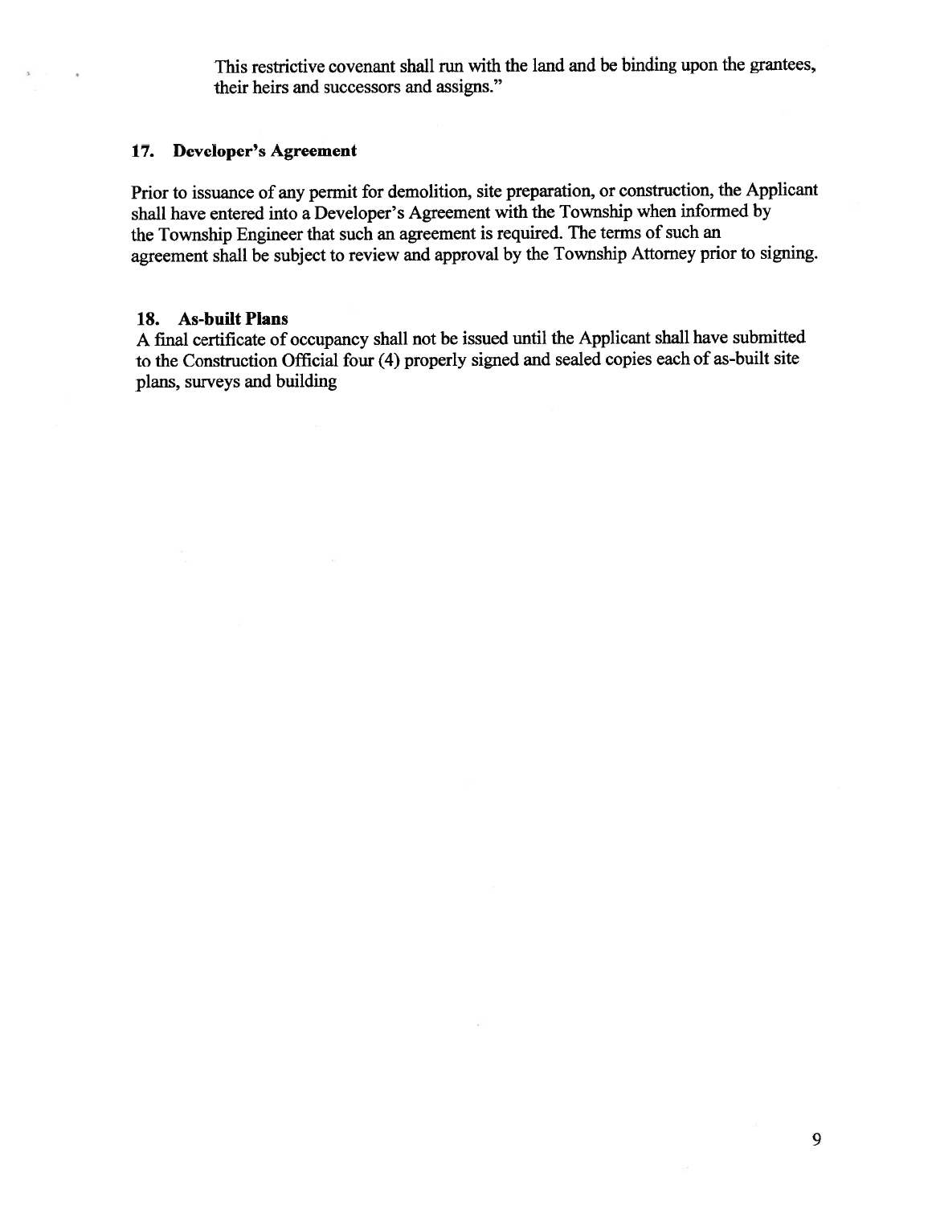This restrictive covenant shall run with the land and be binding upon the grantees, their heirs and successors and assigns."

### 17. Developer's Agreement

Prior to issuance of any permit for demolition, site preparation, or construction, the Applicant shall have entered into a Developer's Agreement with the Township when informed by the Township Engineer that such an agreement is required. The terms of such an agreement shall be subject to review and approval by the Township Attorney prior to signing.

### 18. As-built Plans

A final certificate of occupancy shall not be issued until the Applicant shall have submitted to the Construction Official four (4) properly signed and sealed copies each of as-built site plans, surveys and building